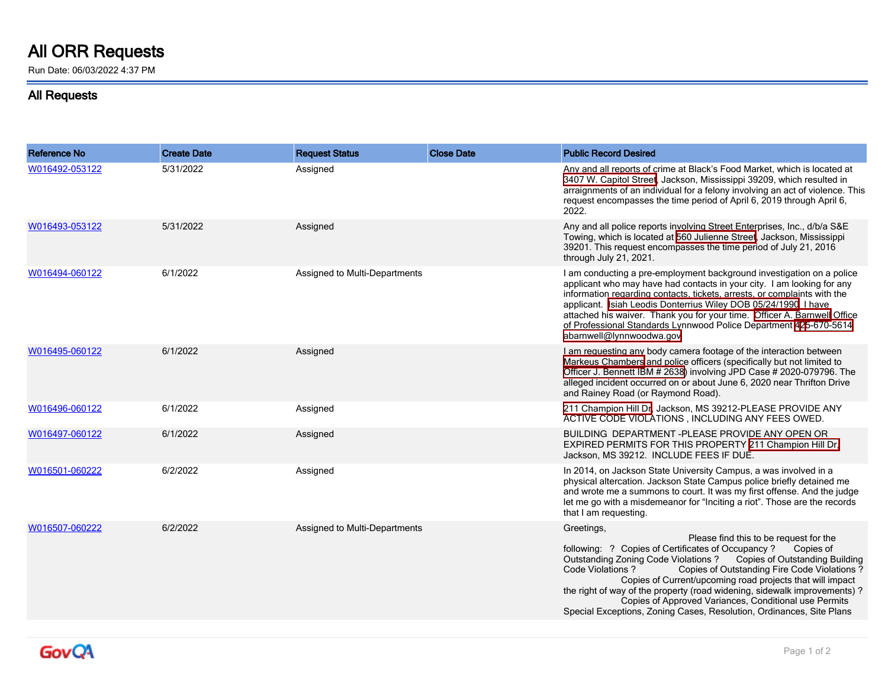# All ORR Requests

Run Date: 06/03/2022 4:37 PM

## All Requests

| Reference No | Create Date | Request Status | Close Date | Public Record Desired |
|---|---|---|---|---|
| W016492-053122 | 5/31/2022 | Assigned | | Any and all reports of crime at Black's Food Market, which is located at 3407 W. Capitol Street, Jackson, Mississippi 39209, which resulted in arraignments of an individual for a felony involving an act of violence. This request encompasses the time period of April 6, 2019 through April 6, 2022. |
| W016493-053122 | 5/31/2022 | Assigned | | Any and all police reports involving Street Enterprises, Inc., d/b/a S&E Towing, which is located at 560 Julienne Street, Jackson, Mississippi 39201. This request encompasses the time period of July 21, 2016 through July 21, 2021. |
| W016494-060122 | 6/1/2022 | Assigned to Multi-Departments | | I am conducting a pre-employment background investigation on a police applicant who may have had contacts in your city. I am looking for any information regarding contacts, tickets, arrests, or complaints with the applicant. Isiah Leodis Donterrius Wiley DOB 05/24/1990. I have attached his waiver. Thank you for your time. Officer A. Barnwell Office of Professional Standards Lynnwood Police Department 425-670-5614 abarnwell@lynnwoodwa.gov |
| W016495-060122 | 6/1/2022 | Assigned | | I am requesting any body camera footage of the interaction between Markeus Chambers and police officers (specifically but not limited to Officer J. Bennett IBM # 2638) involving JPD Case # 2020-079796. The alleged incident occurred on or about June 6, 2020 near Thrifton Drive and Rainey Road (or Raymond Road). |
| W016496-060122 | 6/1/2022 | Assigned | | 211 Champion Hill Dr, Jackson, MS 39212-PLEASE PROVIDE ANY ACTIVE CODE VIOLATIONS , INCLUDING ANY FEES OWED. |
| W016497-060122 | 6/1/2022 | Assigned | | BUILDING DEPARTMENT -PLEASE PROVIDE ANY OPEN OR EXPIRED PERMITS FOR THIS PROPERTY 211 Champion Hill Dr. Jackson, MS 39212. INCLUDE FEES IF DUE. |
| W016501-060222 | 6/2/2022 | Assigned | | In 2014, on Jackson State University Campus, a was involved in a physical altercation. Jackson State Campus police briefly detained me and wrote me a summons to court. It was my first offense. And the judge let me go with a misdemeanor for "Inciting a riot". Those are the records that I am requesting. |
| W016507-060222 | 6/2/2022 | Assigned to Multi-Departments | | Greetings, Please find this to be request for the following: ? Copies of Certificates of Occupancy ? Copies of Outstanding Zoning Code Violations ? Copies of Outstanding Building Code Violations ? Copies of Outstanding Fire Code Violations ? Copies of Current/upcoming road projects that will impact the right of way of the property (road widening, sidewalk improvements) ? Copies of Approved Variances, Conditional use Permits Special Exceptions, Zoning Cases, Resolution, Ordinances, Site Plans |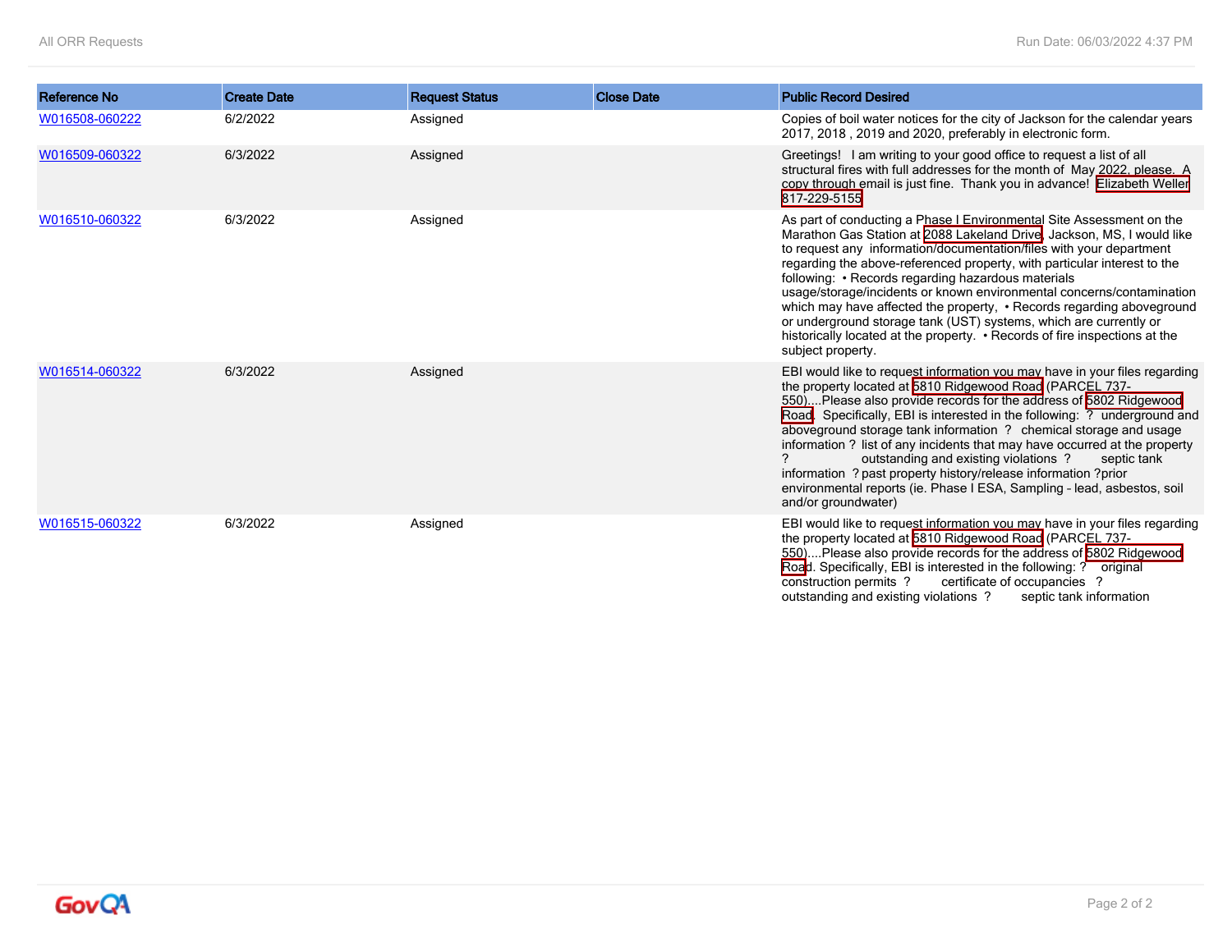| Reference No | Create Date | Request Status | Close Date | Public Record Desired |
|---|---|---|---|---|
| W016508-060222 | 6/2/2022 | Assigned | | Copies of boil water notices for the city of Jackson for the calendar years 2017, 2018 , 2019 and 2020, preferably in electronic form. |
| W016509-060322 | 6/3/2022 | Assigned | | Greetings! I am writing to your good office to request a list of all structural fires with full addresses for the month of May 2022, please. A copy through email is just fine. Thank you in advance! Elizabeth Weller 817-229-5155 |
| W016510-060322 | 6/3/2022 | Assigned | | As part of conducting a Phase I Environmental Site Assessment on the Marathon Gas Station at 2088 Lakeland Drive, Jackson, MS, I would like to request any information/documentation/files with your department regarding the above-referenced property, with particular interest to the following: • Records regarding hazardous materials usage/storage/incidents or known environmental concerns/contamination which may have affected the property, • Records regarding aboveground or underground storage tank (UST) systems, which are currently or historically located at the property. • Records of fire inspections at the subject property. |
| W016514-060322 | 6/3/2022 | Assigned | | EBI would like to request information you may have in your files regarding the property located at 5810 Ridgewood Road (PARCEL 737-550)....Please also provide records for the address of 5802 Ridgewood Road. Specifically, EBI is interested in the following: ? underground and aboveground storage tank information ? chemical storage and usage information ? list of any incidents that may have occurred at the property ? outstanding and existing violations ? septic tank information ? past property history/release information ?prior environmental reports (ie. Phase I ESA, Sampling - lead, asbestos, soil and/or groundwater) |
| W016515-060322 | 6/3/2022 | Assigned | | EBI would like to request information you may have in your files regarding the property located at 5810 Ridgewood Road (PARCEL 737-550)....Please also provide records for the address of 5802 Ridgewood Road. Specifically, EBI is interested in the following: ? original construction permits ? certificate of occupancies ? outstanding and existing violations ? septic tank information |